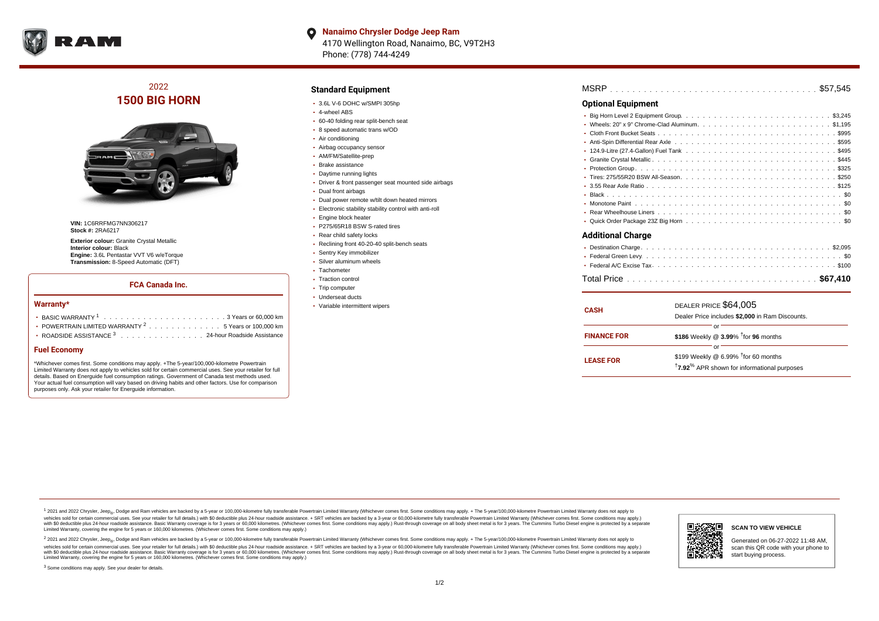**Nanaimo Chrysler Dodge Jeep Ram**
4170 Wellington Road, Nanaimo, BC, V9T2H3
Phone: (778) 744-4249

# 2022
# 1500 BIG HORN

**VIN:** 1C6RRFMG7NN306217
**Stock #:** 2RA6217

**Exterior colour:** Granite Crystal Metallic
**Interior colour:** Black
**Engine:** 3.6L Pentastar VVT V6 w/eTorque
**Transmission:** 8-Speed Automatic (DFT)

### FCA Canada Inc.

#### Warranty*

- BASIC WARRANTY [1] . . . . . . . . . . 3 Years or 60,000 km
- POWERTRAIN LIMITED WARRANTY [2] . . . . . . . . . . 5 Years or 100,000 km
- ROADSIDE ASSISTANCE [3] . . . . . . . . . . 24-hour Roadside Assistance

#### Fuel Economy

*Whichever comes first. Some conditions may apply. +The 5-year/100,000-kilometre Powertrain Limited Warranty does not apply to vehicles sold for certain commercial uses. See your retailer for full details. Based on Energuide fuel consumption ratings. Government of Canada test methods used. Your actual fuel consumption will vary based on driving habits and other factors. Use for comparison purposes only. Ask your retailer for Energuide information.

## Standard Equipment

- 3.6L V-6 DOHC w/SMPI 305hp
- 4-wheel ABS
- 60-40 folding rear split-bench seat
- 8 speed automatic trans w/OD
- Air conditioning
- Airbag occupancy sensor
- AM/FM/Satellite-prep
- Brake assistance
- Daytime running lights
- Driver & front passenger seat mounted side airbags
- Dual front airbags
- Dual power remote w/tilt down heated mirrors
- Electronic stability stability control with anti-roll
- Engine block heater
- P275/65R18 BSW S-rated tires
- Rear child safety locks
- Reclining front 40-20-40 split-bench seats
- Sentry Key immobilizer
- Silver aluminum wheels
- Tachometer
- Traction control
- Trip computer
- Underseat ducts
- Variable intermittent wipers

MSRP . . . . . . . . . . $57,545

## Optional Equipment

- Big Horn Level 2 Equipment Group . . . . . . . . . . $3,245
- Wheels: 20" x 9" Chrome-Clad Aluminum . . . . . . . . . . $1,195
- Cloth Front Bucket Seats . . . . . . . . . . $995
- Anti-Spin Differential Rear Axle . . . . . . . . . . $595
- 124.9-Litre (27.4-Gallon) Fuel Tank . . . . . . . . . . $495
- Granite Crystal Metallic . . . . . . . . . . $445
- Protection Group . . . . . . . . . . $325
- Tires: 275/55R20 BSW All-Season . . . . . . . . . . $250
- 3.55 Rear Axle Ratio . . . . . . . . . . $125
- Black . . . . . . . . . . $0
- Monotone Paint . . . . . . . . . . $0
- Rear Wheelhouse Liners . . . . . . . . . . $0
- Quick Order Package 23Z Big Horn . . . . . . . . . . $0

## Additional Charge

- Destination Charge . . . . . . . . . . $2,095
- Federal Green Levy . . . . . . . . . . $0
- Federal A/C Excise Tax . . . . . . . . . . $100

Total Price . . . . . . . . . . **$67,410**

| | |
|---|---|
| **CASH** | DEALER PRICE $64,005<br>Dealer Price includes **$2,000** in Ram Discounts. |
| | or |
| **FINANCE FOR** | **$186** Weekly @ **3.99%** †for **96** months |
| | or |
| **LEASE FOR** | $199 Weekly @ 6.99% †for 60 months<br>†**7.92%** APR shown for informational purposes |

[1] 2021 and 2022 Chrysler, Jeep®, Dodge and Ram vehicles are backed by a 5-year or 100,000-kilometre fully transferable Powertrain Limited Warranty (Whichever comes first. Some conditions may apply. + The 5-year/100,000-kilometre Powertrain Limited Warranty does not apply to vehicles sold for certain commercial uses. See your retailer for full details.) with $0 deductible plus 24-hour roadside assistance. + SRT vehicles are backed by a 3-year or 60,000-kilometre fully transferable Powertrain Limited Warranty (Whichever comes first. Some conditions may apply.) with $0 deductible plus 24-hour roadside assistance. Basic Warranty coverage is for 3 years or 60,000 kilometres. (Whichever comes first. Some conditions may apply.) Rust-through coverage on all body sheet metal is for 3 years. The Cummins Turbo Diesel engine is protected by a separate Limited Warranty, covering the engine for 5 years or 160,000 kilometres. (Whichever comes first. Some conditions may apply.)

[2] 2021 and 2022 Chrysler, Jeep®, Dodge and Ram vehicles are backed by a 5-year or 100,000-kilometre fully transferable Powertrain Limited Warranty (Whichever comes first. Some conditions may apply. + The 5-year/100,000-kilometre Powertrain Limited Warranty does not apply to vehicles sold for certain commercial uses. See your retailer for full details.) with $0 deductible plus 24-hour roadside assistance. + SRT vehicles are backed by a 3-year or 60,000-kilometre fully transferable Powertrain Limited Warranty (Whichever comes first. Some conditions may apply.) with $0 deductible plus 24-hour roadside assistance. Basic Warranty coverage is for 3 years or 60,000 kilometres. (Whichever comes first. Some conditions may apply.) Rust-through coverage on all body sheet metal is for 3 years. The Cummins Turbo Diesel engine is protected by a separate Limited Warranty, covering the engine for 5 years or 160,000 kilometres. (Whichever comes first. Some conditions may apply.)

[3] Some conditions may apply. See your dealer for details.

**SCAN TO VIEW VEHICLE**

Generated on 06-27-2022 11:48 AM, scan this QR code with your phone to start buying process.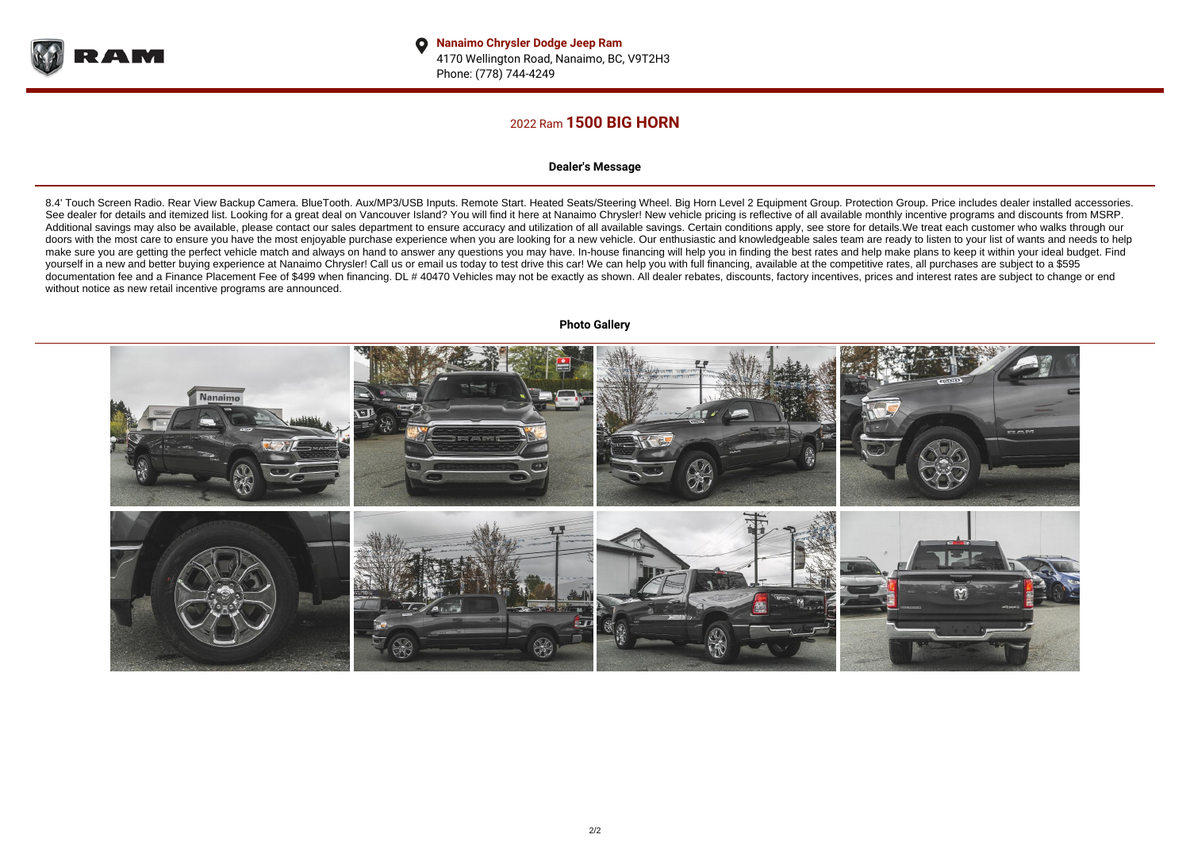**Nanaimo Chrysler Dodge Jeep Ram**
4170 Wellington Road, Nanaimo, BC, V9T2H3
Phone: (778) 744-4249

# 2022 Ram **1500 BIG HORN**

## Dealer's Message

8.4' Touch Screen Radio. Rear View Backup Camera. BlueTooth. Aux/MP3/USB Inputs. Remote Start. Heated Seats/Steering Wheel. Big Horn Level 2 Equipment Group. Protection Group. Price includes dealer installed accessories. See dealer for details and itemized list. Looking for a great deal on Vancouver Island? You will find it here at Nanaimo Chrysler! New vehicle pricing is reflective of all available monthly incentive programs and discounts from MSRP. Additional savings may also be available, please contact our sales department to ensure accuracy and utilization of all available savings. Certain conditions apply, see store for details.We treat each customer who walks through our doors with the most care to ensure you have the most enjoyable purchase experience when you are looking for a new vehicle. Our enthusiastic and knowledgeable sales team are ready to listen to your list of wants and needs to help make sure you are getting the perfect vehicle match and always on hand to answer any questions you may have. In-house financing will help you in finding the best rates and help make plans to keep it within your ideal budget. Find yourself in a new and better buying experience at Nanaimo Chrysler! Call us or email us today to test drive this car! We can help you with full financing, available at the competitive rates, all purchases are subject to a $595 documentation fee and a Finance Placement Fee of $499 when financing. DL # 40470 Vehicles may not be exactly as shown. All dealer rebates, discounts, factory incentives, prices and interest rates are subject to change or end without notice as new retail incentive programs are announced.

## Photo Gallery